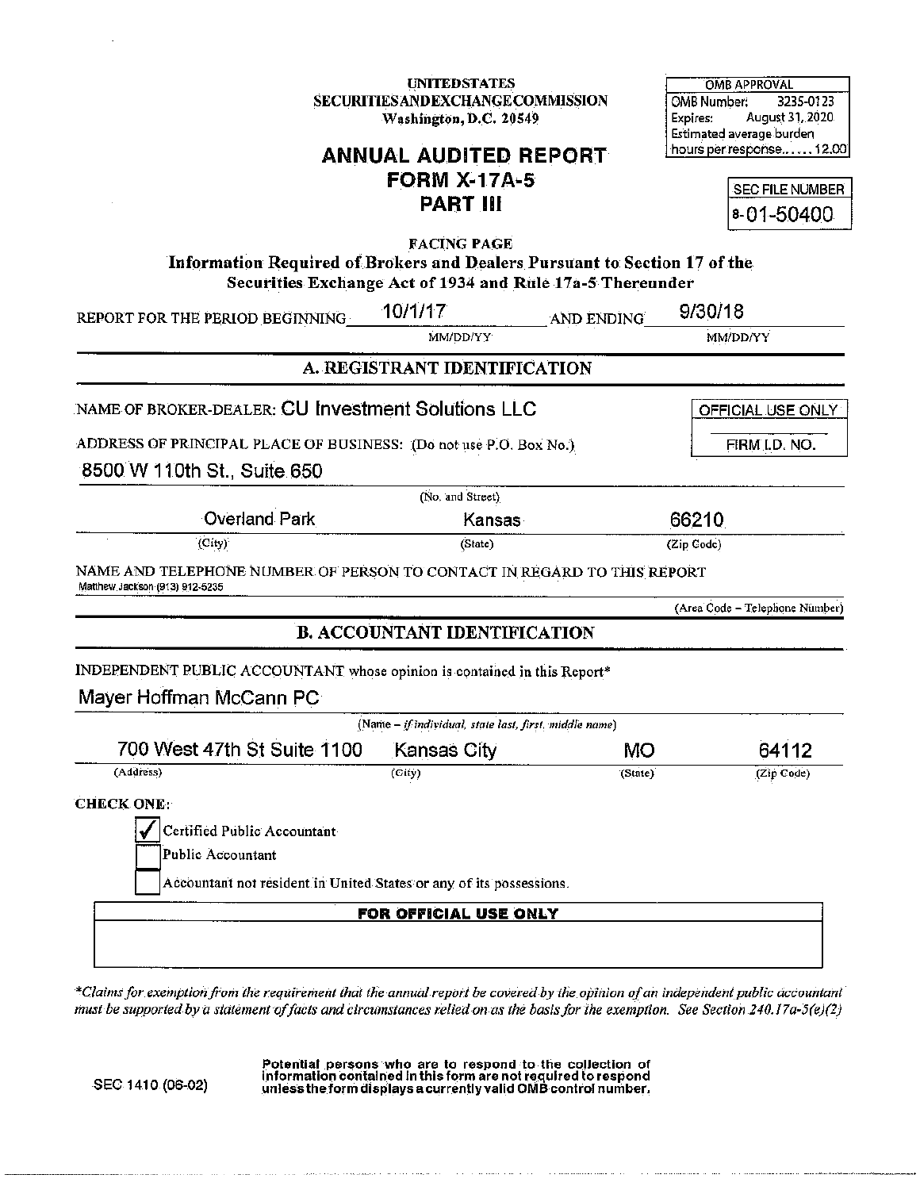UNITED STATES
SECURITIES AND EXCHANGE COMMISSION
Washington, D.C. 20549

| OMB APPROVAL |
|---|
| OMB Number: 3235-0123 |
| Expires: August 31, 2020 |
| Estimated average burden hours per response...... 12.00 |

# ANNUAL AUDITED REPORT
# FORM X-17A-5
# PART III

| SEC FILE NUMBER |
|---|
| 8-01-50400 |

**FACING PAGE**

**Information Required of Brokers and Dealers Pursuant to Section 17 of the Securities Exchange Act of 1934 and Rule 17a-5 Thereunder**

REPORT FOR THE PERIOD BEGINNING 10/1/17 (MM/DD/YY) AND ENDING 9/30/18 (MM/DD/YY)

## A. REGISTRANT IDENTIFICATION

NAME OF BROKER-DEALER: CU Investment Solutions LLC

| OFFICIAL USE ONLY |
|---|
| FIRM I.D. NO. |

ADDRESS OF PRINCIPAL PLACE OF BUSINESS: (Do not use P.O. Box No.)

8500 W 110th St., Suite 650
(No. and Street)

| Overland Park | Kansas | 66210 |
|---|---|---|
| (City) | (State) | (Zip Code) |

NAME AND TELEPHONE NUMBER OF PERSON TO CONTACT IN REGARD TO THIS REPORT
Matthew Jackson (913) 912-5235
(Area Code – Telephone Number)

## B. ACCOUNTANT IDENTIFICATION

INDEPENDENT PUBLIC ACCOUNTANT whose opinion is contained in this Report*

Mayer Hoffman McCann PC
(Name – *if individual, state last, first, middle name*)

| 700 West 47th St Suite 1100 | Kansas City | MO | 64112 |
|---|---|---|---|
| (Address) | (City) | (State) | (Zip Code) |

**CHECK ONE:**

- [x] Certified Public Accountant
- [ ] Public Accountant
- [ ] Accountant not resident in United States or any of its possessions.

| FOR OFFICIAL USE ONLY |
|---|
| |

*\*Claims for exemption from the requirement that the annual report be covered by the opinion of an independent public accountant must be supported by a statement of facts and circumstances relied on as the basis for the exemption. See Section 240.17a-5(e)(2)*

SEC 1410 (06-02)

**Potential persons who are to respond to the collection of information contained in this form are not required to respond unless the form displays a currently valid OMB control number.**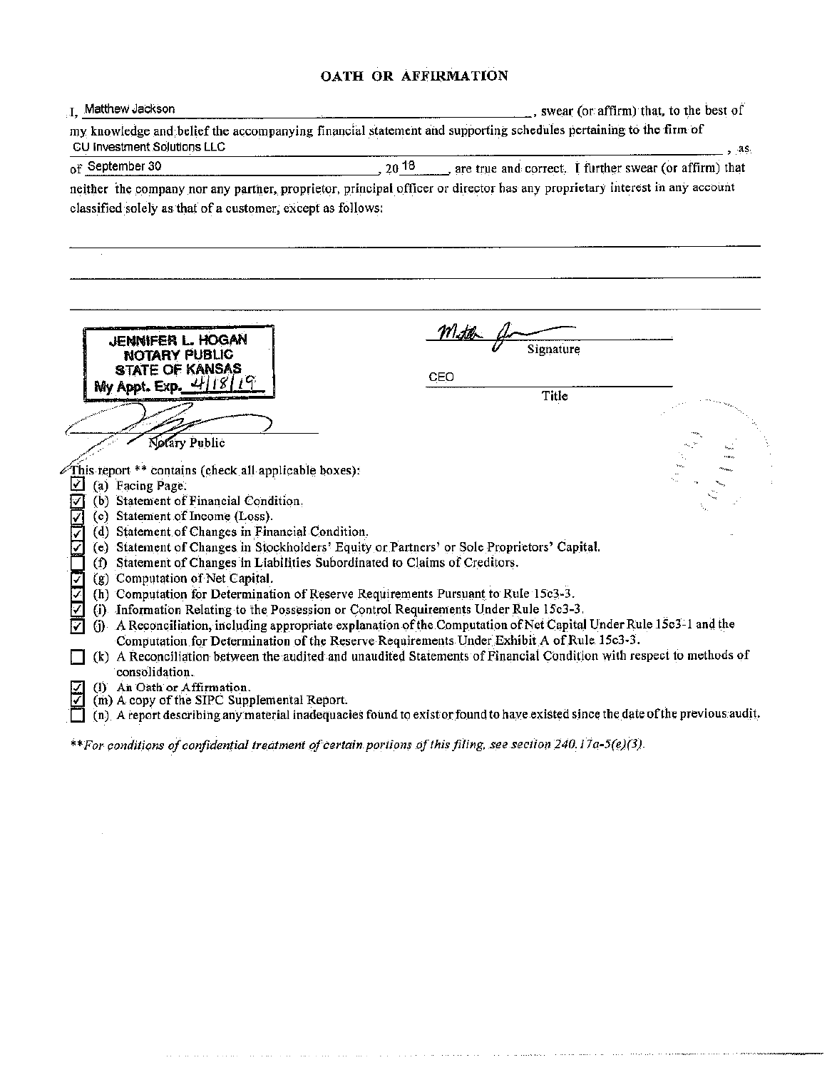# OATH OR AFFIRMATION

I, Matthew Jackson, swear (or affirm) that, to the best of my knowledge and belief the accompanying financial statement and supporting schedules pertaining to the firm of CU Investment Solutions LLC, as of September 30, 20 18, are true and correct. I further swear (or affirm) that neither the company nor any partner, proprietor, principal officer or director has any proprietary interest in any account classified solely as that of a customer, except as follows:

JENNIFER L. HOGAN
NOTARY PUBLIC
STATE OF KANSAS
My Appt. Exp. 4/18/19

Notary Public

Signature

CEO

Title

This report ** contains (check all applicable boxes):

- [x] (a) Facing Page.
- [x] (b) Statement of Financial Condition.
- [x] (c) Statement of Income (Loss).
- [x] (d) Statement of Changes in Financial Condition.
- [x] (e) Statement of Changes in Stockholders' Equity or Partners' or Sole Proprietors' Capital.
- [ ] (f) Statement of Changes in Liabilities Subordinated to Claims of Creditors.
- [x] (g) Computation of Net Capital.
- [x] (h) Computation for Determination of Reserve Requirements Pursuant to Rule 15c3-3.
- [x] (i) Information Relating to the Possession or Control Requirements Under Rule 15c3-3.
- [x] (j) A Reconciliation, including appropriate explanation of the Computation of Net Capital Under Rule 15c3-1 and the Computation for Determination of the Reserve Requirements Under Exhibit A of Rule 15c3-3.
- [ ] (k) A Reconciliation between the audited and unaudited Statements of Financial Condition with respect to methods of consolidation.
- [x] (l) An Oath or Affirmation.
- [x] (m) A copy of the SIPC Supplemental Report.
- [ ] (n) A report describing any material inadequacies found to exist or found to have existed since the date of the previous audit.

*\*\*For conditions of confidential treatment of certain portions of this filing, see section 240.17a-5(e)(3).*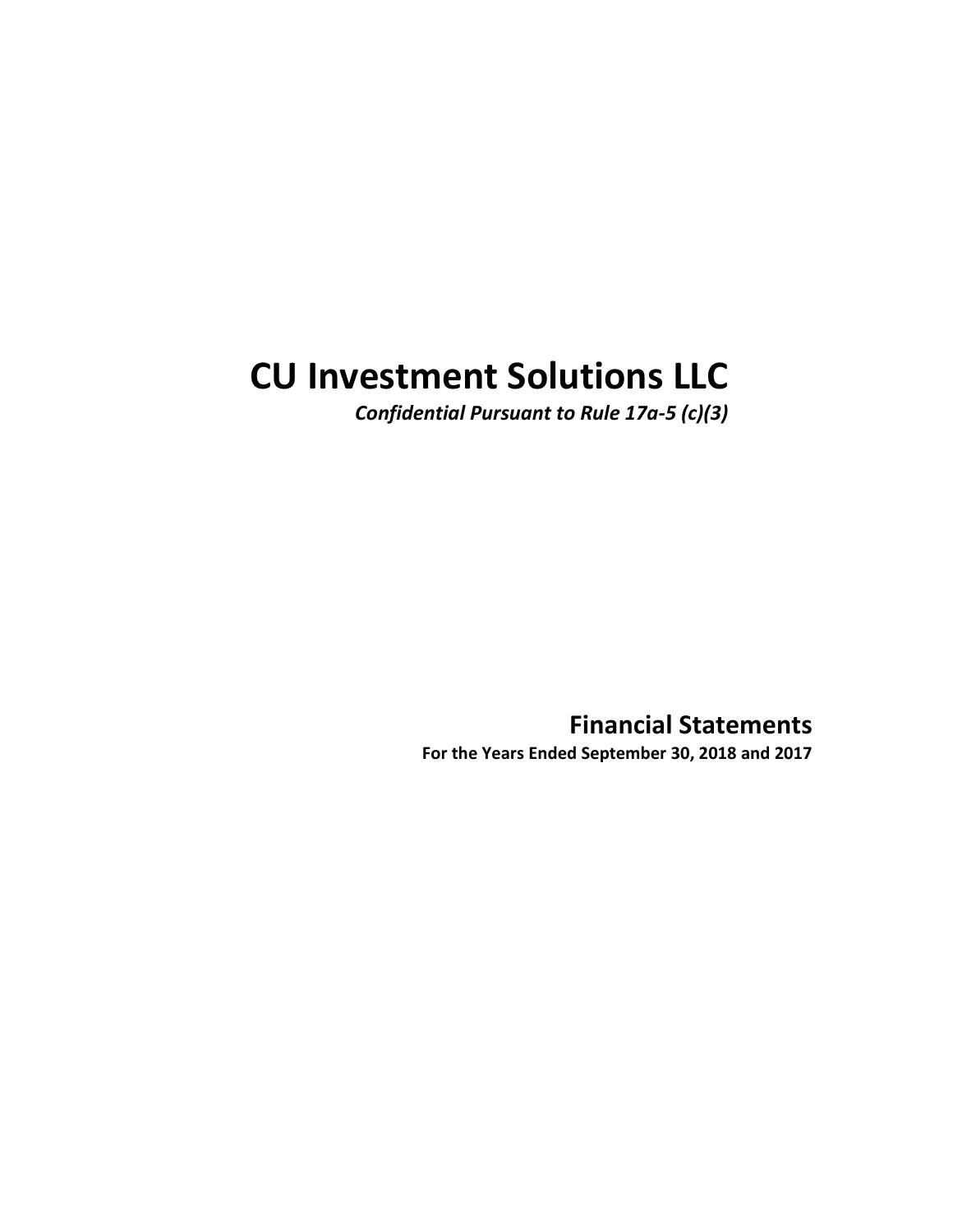# CU Investment Solutions LLC

***Confidential Pursuant to Rule 17a-5 (c)(3)***

## Financial Statements

**For the Years Ended September 30, 2018 and 2017**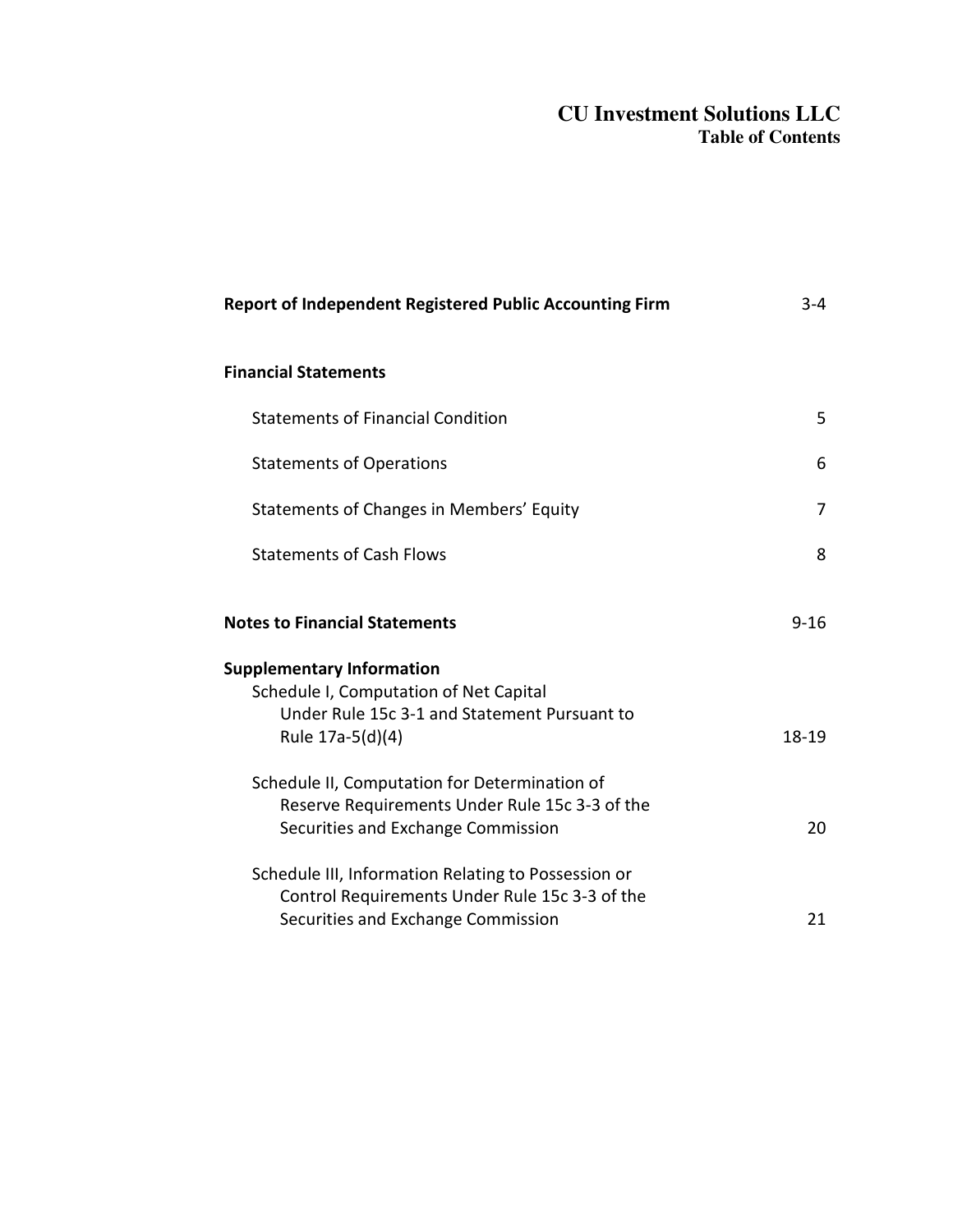# CU Investment Solutions LLC
## Table of Contents

| | |
|---|---|
| **Report of Independent Registered Public Accounting Firm** | 3-4 |
| **Financial Statements** | |
| Statements of Financial Condition | 5 |
| Statements of Operations | 6 |
| Statements of Changes in Members' Equity | 7 |
| Statements of Cash Flows | 8 |
| **Notes to Financial Statements** | 9-16 |
| **Supplementary Information** | |
| Schedule I, Computation of Net Capital Under Rule 15c 3-1 and Statement Pursuant to Rule 17a-5(d)(4) | 18-19 |
| Schedule II, Computation for Determination of Reserve Requirements Under Rule 15c 3-3 of the Securities and Exchange Commission | 20 |
| Schedule III, Information Relating to Possession or Control Requirements Under Rule 15c 3-3 of the Securities and Exchange Commission | 21 |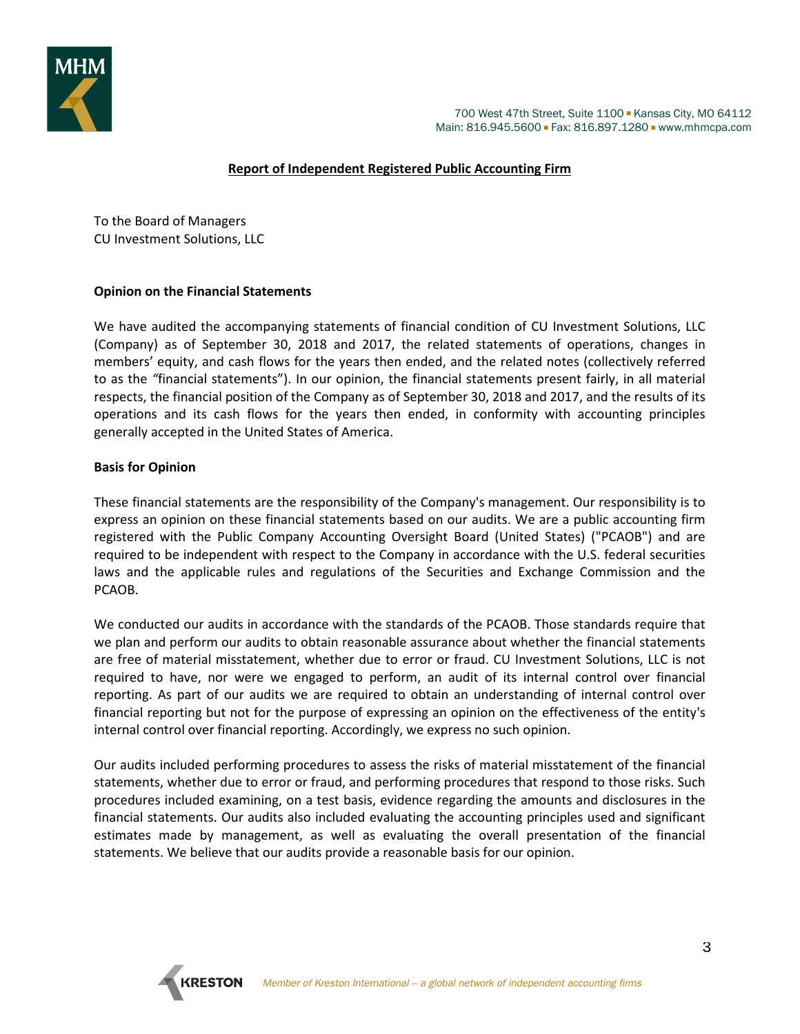MHM

700 West 47th Street, Suite 1100 ▪ Kansas City, MO 64112
Main: 816.945.5600 ▪ Fax: 816.897.1280 ▪ www.mhmcpa.com

## Report of Independent Registered Public Accounting Firm

To the Board of Managers
CU Investment Solutions, LLC

### Opinion on the Financial Statements

We have audited the accompanying statements of financial condition of CU Investment Solutions, LLC (Company) as of September 30, 2018 and 2017, the related statements of operations, changes in members' equity, and cash flows for the years then ended, and the related notes (collectively referred to as the "financial statements"). In our opinion, the financial statements present fairly, in all material respects, the financial position of the Company as of September 30, 2018 and 2017, and the results of its operations and its cash flows for the years then ended, in conformity with accounting principles generally accepted in the United States of America.

### Basis for Opinion

These financial statements are the responsibility of the Company's management. Our responsibility is to express an opinion on these financial statements based on our audits. We are a public accounting firm registered with the Public Company Accounting Oversight Board (United States) ("PCAOB") and are required to be independent with respect to the Company in accordance with the U.S. federal securities laws and the applicable rules and regulations of the Securities and Exchange Commission and the PCAOB.

We conducted our audits in accordance with the standards of the PCAOB. Those standards require that we plan and perform our audits to obtain reasonable assurance about whether the financial statements are free of material misstatement, whether due to error or fraud. CU Investment Solutions, LLC is not required to have, nor were we engaged to perform, an audit of its internal control over financial reporting. As part of our audits we are required to obtain an understanding of internal control over financial reporting but not for the purpose of expressing an opinion on the effectiveness of the entity's internal control over financial reporting. Accordingly, we express no such opinion.

Our audits included performing procedures to assess the risks of material misstatement of the financial statements, whether due to error or fraud, and performing procedures that respond to those risks. Such procedures included examining, on a test basis, evidence regarding the amounts and disclosures in the financial statements. Our audits also included evaluating the accounting principles used and significant estimates made by management, as well as evaluating the overall presentation of the financial statements. We believe that our audits provide a reasonable basis for our opinion.

KRESTON *Member of Kreston International – a global network of independent accounting firms*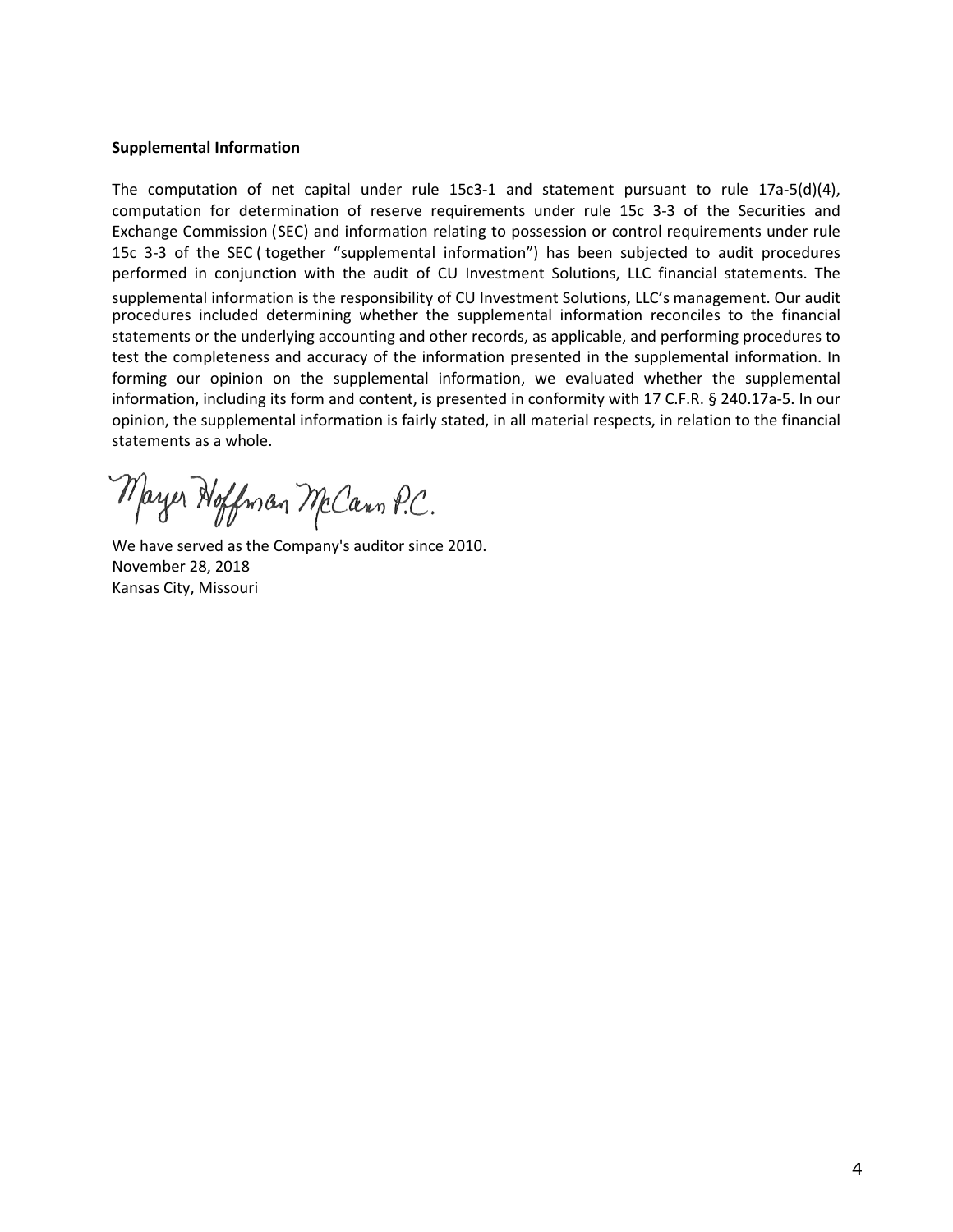**Supplemental Information**

The computation of net capital under rule 15c3-1 and statement pursuant to rule 17a-5(d)(4), computation for determination of reserve requirements under rule 15c 3-3 of the Securities and Exchange Commission (SEC) and information relating to possession or control requirements under rule 15c 3-3 of the SEC ( together "supplemental information") has been subjected to audit procedures performed in conjunction with the audit of CU Investment Solutions, LLC financial statements. The supplemental information is the responsibility of CU Investment Solutions, LLC's management. Our audit procedures included determining whether the supplemental information reconciles to the financial statements or the underlying accounting and other records, as applicable, and performing procedures to test the completeness and accuracy of the information presented in the supplemental information. In forming our opinion on the supplemental information, we evaluated whether the supplemental information, including its form and content, is presented in conformity with 17 C.F.R. § 240.17a-5. In our opinion, the supplemental information is fairly stated, in all material respects, in relation to the financial statements as a whole.

Mayer Hoffman McCann P.C.

We have served as the Company's auditor since 2010.
November 28, 2018
Kansas City, Missouri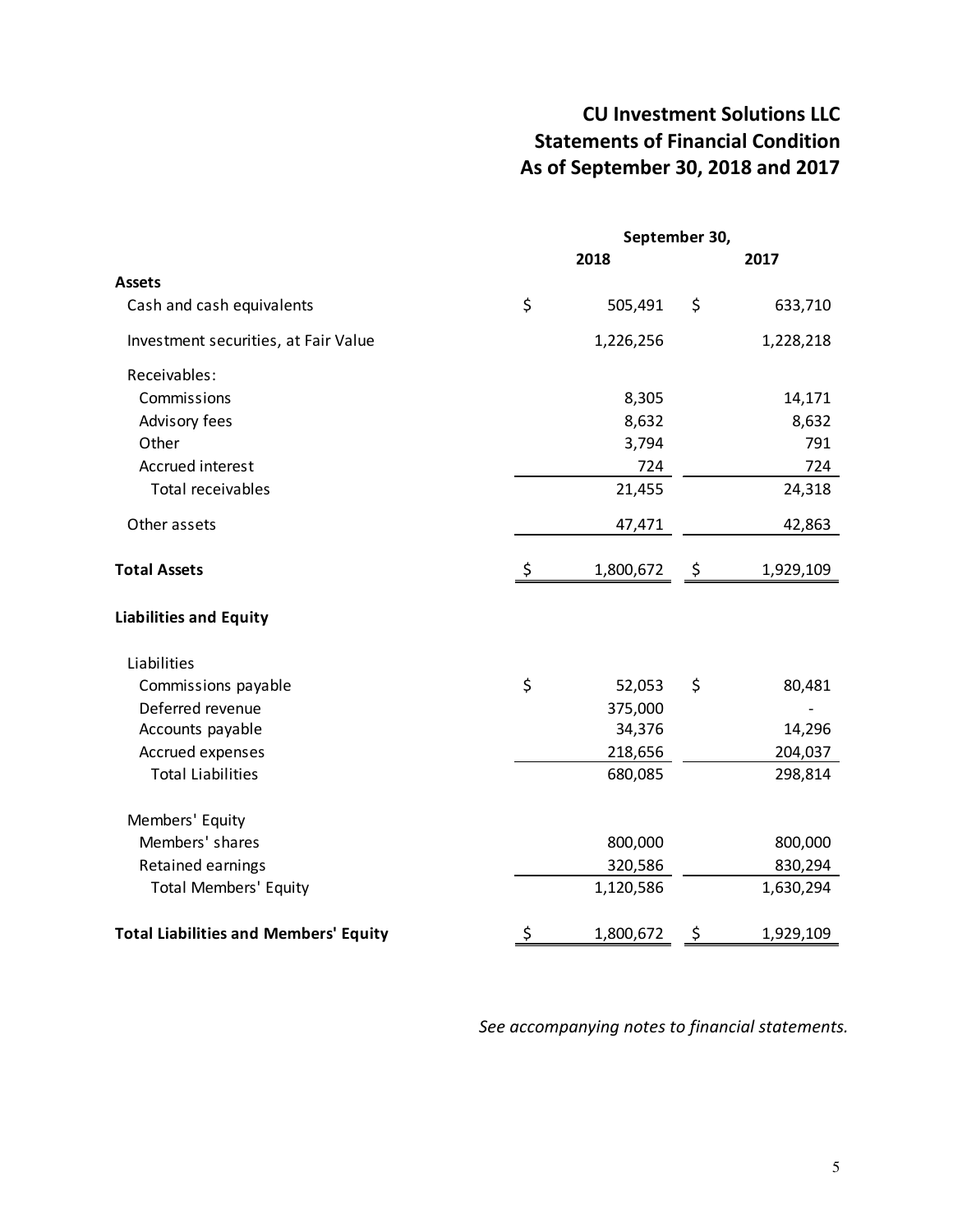# CU Investment Solutions LLC
## Statements of Financial Condition
## As of September 30, 2018 and 2017

| | September 30, 2018 | September 30, 2017 |
|---|---|---|
| **Assets** | | |
| Cash and cash equivalents | $ 505,491 | $ 633,710 |
| Investment securities, at Fair Value | 1,226,256 | 1,228,218 |
| Receivables: | | |
| Commissions | 8,305 | 14,171 |
| Advisory fees | 8,632 | 8,632 |
| Other | 3,794 | 791 |
| Accrued interest | 724 | 724 |
| Total receivables | 21,455 | 24,318 |
| Other assets | 47,471 | 42,863 |
| **Total Assets** | $ 1,800,672 | $ 1,929,109 |
| **Liabilities and Equity** | | |
| Liabilities | | |
| Commissions payable | $ 52,053 | $ 80,481 |
| Deferred revenue | 375,000 | - |
| Accounts payable | 34,376 | 14,296 |
| Accrued expenses | 218,656 | 204,037 |
| Total Liabilities | 680,085 | 298,814 |
| Members' Equity | | |
| Members' shares | 800,000 | 800,000 |
| Retained earnings | 320,586 | 830,294 |
| Total Members' Equity | 1,120,586 | 1,630,294 |
| **Total Liabilities and Members' Equity** | $ 1,800,672 | $ 1,929,109 |

*See accompanying notes to financial statements.*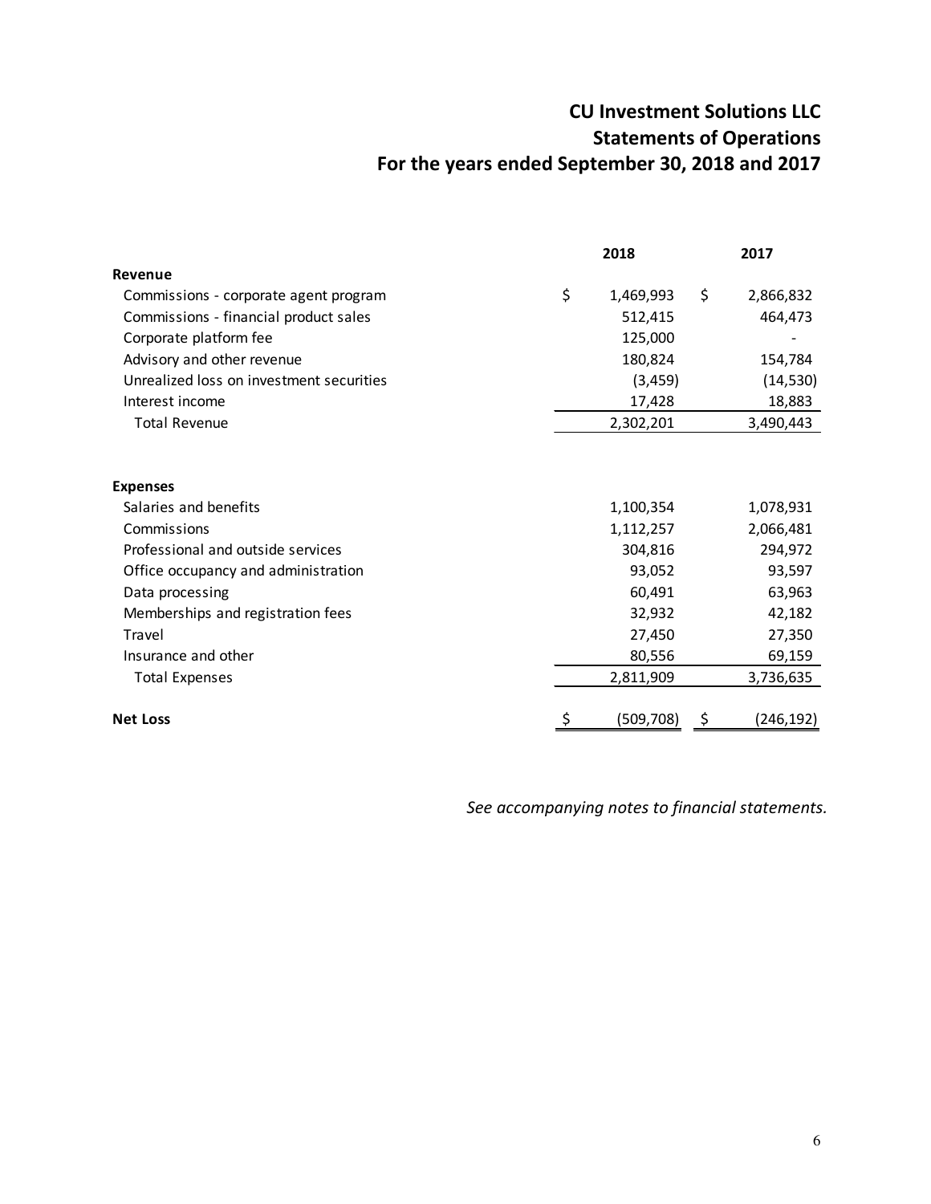# CU Investment Solutions LLC
## Statements of Operations
## For the years ended September 30, 2018 and 2017

| | 2018 | 2017 |
|---|---|---|
| **Revenue** | | |
| Commissions - corporate agent program | $ 1,469,993 | $ 2,866,832 |
| Commissions - financial product sales | 512,415 | 464,473 |
| Corporate platform fee | 125,000 | - |
| Advisory and other revenue | 180,824 | 154,784 |
| Unrealized loss on investment securities | (3,459) | (14,530) |
| Interest income | 17,428 | 18,883 |
| Total Revenue | 2,302,201 | 3,490,443 |
| **Expenses** | | |
| Salaries and benefits | 1,100,354 | 1,078,931 |
| Commissions | 1,112,257 | 2,066,481 |
| Professional and outside services | 304,816 | 294,972 |
| Office occupancy and administration | 93,052 | 93,597 |
| Data processing | 60,491 | 63,963 |
| Memberships and registration fees | 32,932 | 42,182 |
| Travel | 27,450 | 27,350 |
| Insurance and other | 80,556 | 69,159 |
| Total Expenses | 2,811,909 | 3,736,635 |
| **Net Loss** | $ (509,708) | $ (246,192) |

*See accompanying notes to financial statements.*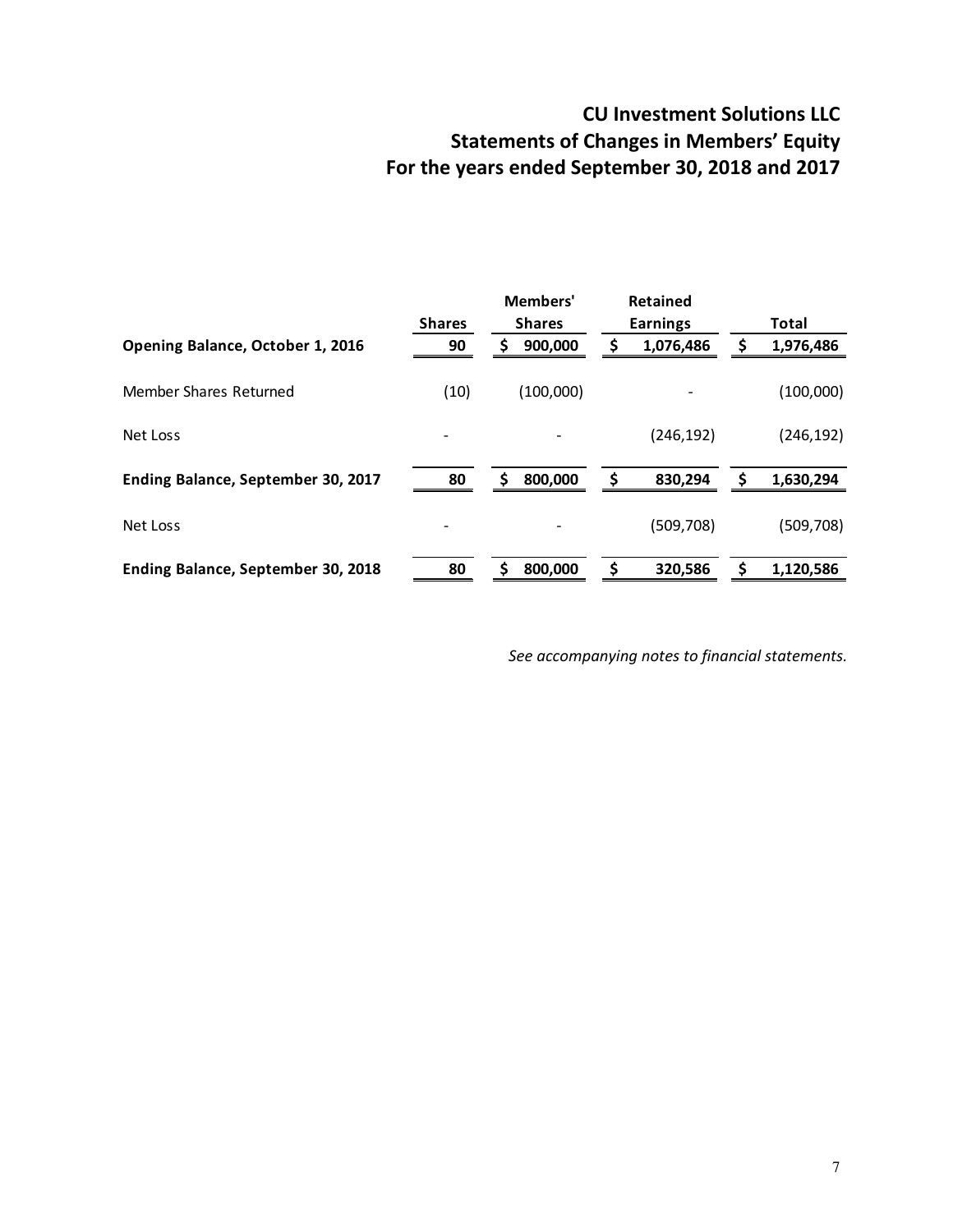# CU Investment Solutions LLC
## Statements of Changes in Members' Equity
## For the years ended September 30, 2018 and 2017

| | Shares | Members' Shares | Retained Earnings | Total |
|---|---|---|---|---|
| **Opening Balance, October 1, 2016** | **90** | **$ 900,000** | **$ 1,076,486** | **$ 1,976,486** |
| Member Shares Returned | (10) | (100,000) | - | (100,000) |
| Net Loss | - | - | (246,192) | (246,192) |
| **Ending Balance, September 30, 2017** | **80** | **$ 800,000** | **$ 830,294** | **$ 1,630,294** |
| Net Loss | - | - | (509,708) | (509,708) |
| **Ending Balance, September 30, 2018** | **80** | **$ 800,000** | **$ 320,586** | **$ 1,120,586** |

*See accompanying notes to financial statements.*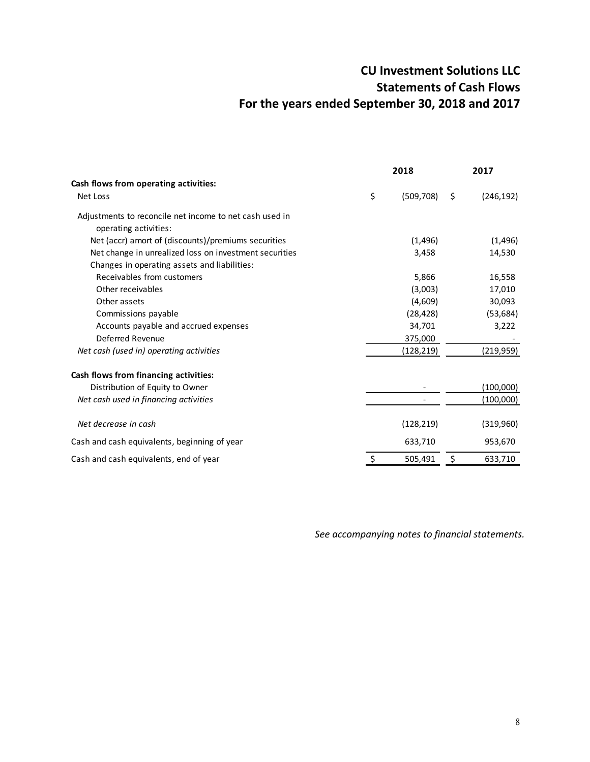# CU Investment Solutions LLC
## Statements of Cash Flows
## For the years ended September 30, 2018 and 2017

| | 2018 | 2017 |
|---|---|---|
| **Cash flows from operating activities:** | | |
| Net Loss | $ (509,708) | $ (246,192) |
| Adjustments to reconcile net income to net cash used in operating activities: | | |
| Net (accr) amort of (discounts)/premiums securities | (1,496) | (1,496) |
| Net change in unrealized loss on investment securities | 3,458 | 14,530 |
| Changes in operating assets and liabilities: | | |
| Receivables from customers | 5,866 | 16,558 |
| Other receivables | (3,003) | 17,010 |
| Other assets | (4,609) | 30,093 |
| Commissions payable | (28,428) | (53,684) |
| Accounts payable and accrued expenses | 34,701 | 3,222 |
| Deferred Revenue | 375,000 | - |
| *Net cash (used in) operating activities* | (128,219) | (219,959) |
| **Cash flows from financing activities:** | | |
| Distribution of Equity to Owner | - | (100,000) |
| *Net cash used in financing activities* | - | (100,000) |
| *Net decrease in cash* | (128,219) | (319,960) |
| Cash and cash equivalents, beginning of year | 633,710 | 953,670 |
| Cash and cash equivalents, end of year | $ 505,491 | $ 633,710 |

*See accompanying notes to financial statements.*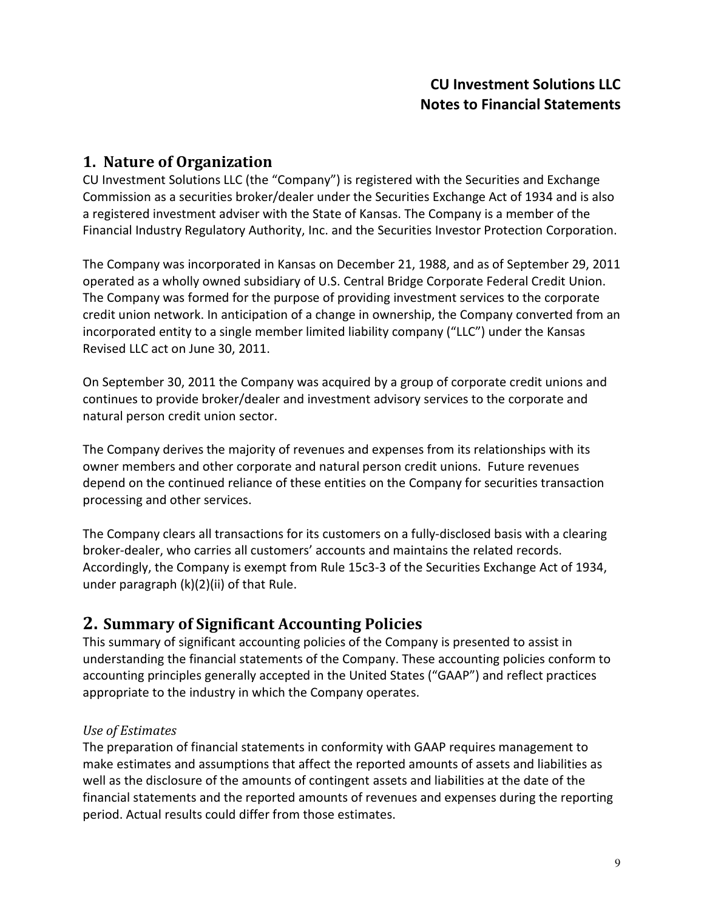## CU Investment Solutions LLC
## Notes to Financial Statements

## 1. Nature of Organization

CU Investment Solutions LLC (the "Company") is registered with the Securities and Exchange Commission as a securities broker/dealer under the Securities Exchange Act of 1934 and is also a registered investment adviser with the State of Kansas. The Company is a member of the Financial Industry Regulatory Authority, Inc. and the Securities Investor Protection Corporation.

The Company was incorporated in Kansas on December 21, 1988, and as of September 29, 2011 operated as a wholly owned subsidiary of U.S. Central Bridge Corporate Federal Credit Union. The Company was formed for the purpose of providing investment services to the corporate credit union network. In anticipation of a change in ownership, the Company converted from an incorporated entity to a single member limited liability company ("LLC") under the Kansas Revised LLC act on June 30, 2011.

On September 30, 2011 the Company was acquired by a group of corporate credit unions and continues to provide broker/dealer and investment advisory services to the corporate and natural person credit union sector.

The Company derives the majority of revenues and expenses from its relationships with its owner members and other corporate and natural person credit unions. Future revenues depend on the continued reliance of these entities on the Company for securities transaction processing and other services.

The Company clears all transactions for its customers on a fully-disclosed basis with a clearing broker-dealer, who carries all customers' accounts and maintains the related records. Accordingly, the Company is exempt from Rule 15c3-3 of the Securities Exchange Act of 1934, under paragraph (k)(2)(ii) of that Rule.

## 2. Summary of Significant Accounting Policies

This summary of significant accounting policies of the Company is presented to assist in understanding the financial statements of the Company. These accounting policies conform to accounting principles generally accepted in the United States ("GAAP") and reflect practices appropriate to the industry in which the Company operates.

### *Use of Estimates*

The preparation of financial statements in conformity with GAAP requires management to make estimates and assumptions that affect the reported amounts of assets and liabilities as well as the disclosure of the amounts of contingent assets and liabilities at the date of the financial statements and the reported amounts of revenues and expenses during the reporting period. Actual results could differ from those estimates.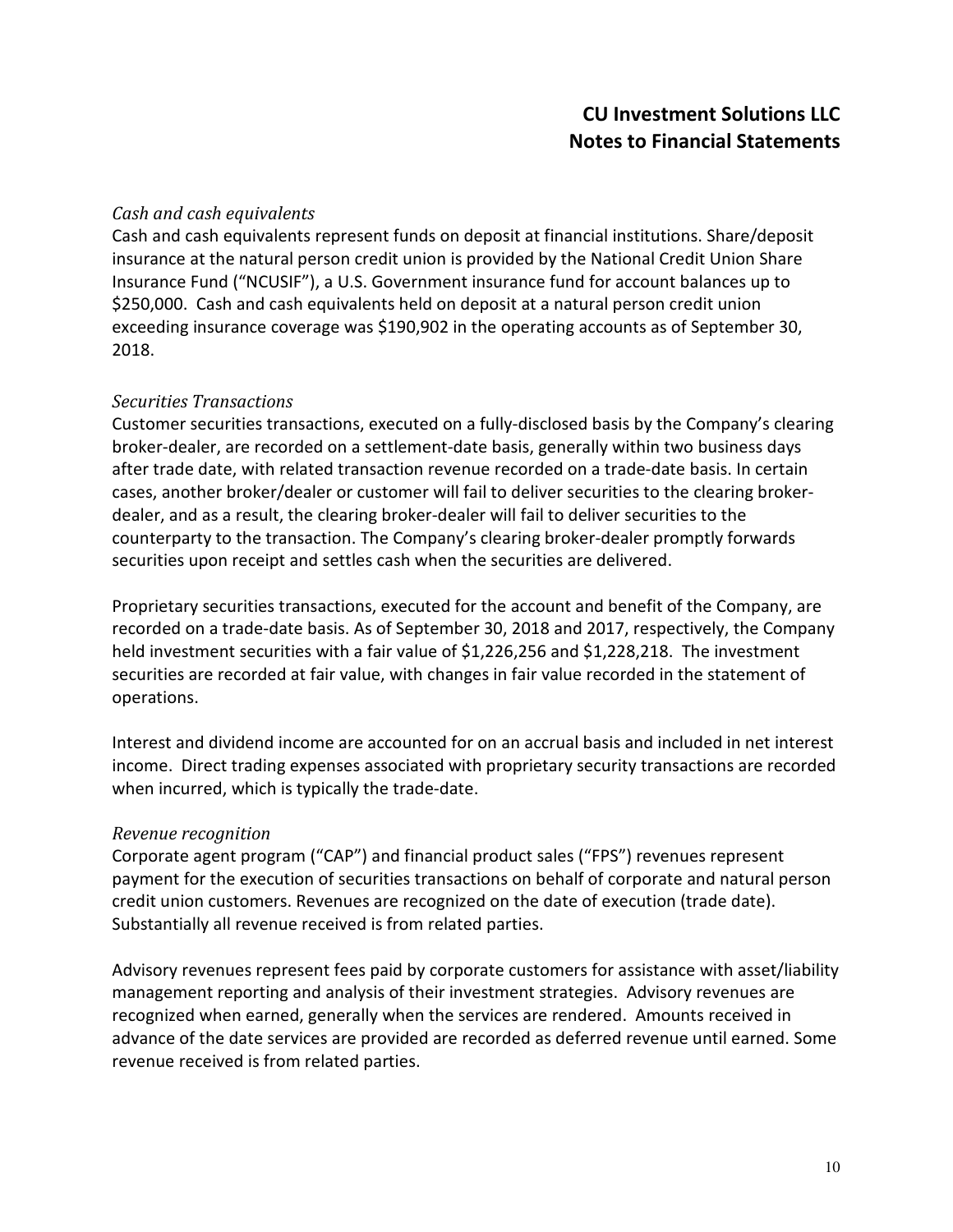*Cash and cash equivalents*

Cash and cash equivalents represent funds on deposit at financial institutions. Share/deposit insurance at the natural person credit union is provided by the National Credit Union Share Insurance Fund ("NCUSIF"), a U.S. Government insurance fund for account balances up to $250,000. Cash and cash equivalents held on deposit at a natural person credit union exceeding insurance coverage was $190,902 in the operating accounts as of September 30, 2018.

*Securities Transactions*

Customer securities transactions, executed on a fully-disclosed basis by the Company's clearing broker-dealer, are recorded on a settlement-date basis, generally within two business days after trade date, with related transaction revenue recorded on a trade-date basis. In certain cases, another broker/dealer or customer will fail to deliver securities to the clearing broker-dealer, and as a result, the clearing broker-dealer will fail to deliver securities to the counterparty to the transaction. The Company's clearing broker-dealer promptly forwards securities upon receipt and settles cash when the securities are delivered.

Proprietary securities transactions, executed for the account and benefit of the Company, are recorded on a trade-date basis. As of September 30, 2018 and 2017, respectively, the Company held investment securities with a fair value of $1,226,256 and $1,228,218. The investment securities are recorded at fair value, with changes in fair value recorded in the statement of operations.

Interest and dividend income are accounted for on an accrual basis and included in net interest income. Direct trading expenses associated with proprietary security transactions are recorded when incurred, which is typically the trade-date.

*Revenue recognition*

Corporate agent program ("CAP") and financial product sales ("FPS") revenues represent payment for the execution of securities transactions on behalf of corporate and natural person credit union customers. Revenues are recognized on the date of execution (trade date). Substantially all revenue received is from related parties.

Advisory revenues represent fees paid by corporate customers for assistance with asset/liability management reporting and analysis of their investment strategies. Advisory revenues are recognized when earned, generally when the services are rendered. Amounts received in advance of the date services are provided are recorded as deferred revenue until earned. Some revenue received is from related parties.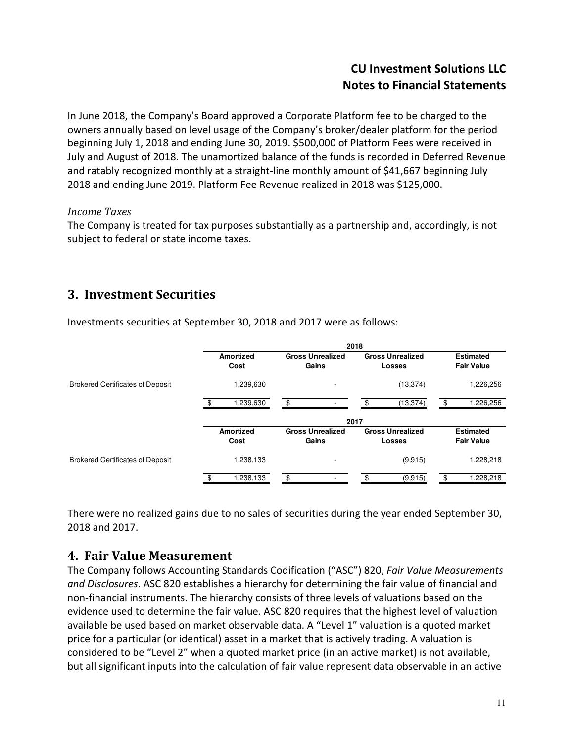In June 2018, the Company's Board approved a Corporate Platform fee to be charged to the owners annually based on level usage of the Company's broker/dealer platform for the period beginning July 1, 2018 and ending June 30, 2019. $500,000 of Platform Fees were received in July and August of 2018. The unamortized balance of the funds is recorded in Deferred Revenue and ratably recognized monthly at a straight-line monthly amount of $41,667 beginning July 2018 and ending June 2019. Platform Fee Revenue realized in 2018 was $125,000.

*Income Taxes*

The Company is treated for tax purposes substantially as a partnership and, accordingly, is not subject to federal or state income taxes.

## 3. Investment Securities

Investments securities at September 30, 2018 and 2017 were as follows:

| | 2018 | | | |
|---|---|---|---|---|
| | Amortized Cost | Gross Unrealized Gains | Gross Unrealized Losses | Estimated Fair Value |
| Brokered Certificates of Deposit | 1,239,630 | - | (13,374) | 1,226,256 |
| | $ 1,239,630 | $ - | $ (13,374) | $ 1,226,256 |

| | 2017 | | | |
|---|---|---|---|---|
| | Amortized Cost | Gross Unrealized Gains | Gross Unrealized Losses | Estimated Fair Value |
| Brokered Certificates of Deposit | 1,238,133 | - | (9,915) | 1,228,218 |
| | $ 1,238,133 | $ - | $ (9,915) | $ 1,228,218 |

There were no realized gains due to no sales of securities during the year ended September 30, 2018 and 2017.

## 4. Fair Value Measurement

The Company follows Accounting Standards Codification ("ASC") 820, *Fair Value Measurements and Disclosures*. ASC 820 establishes a hierarchy for determining the fair value of financial and non-financial instruments. The hierarchy consists of three levels of valuations based on the evidence used to determine the fair value. ASC 820 requires that the highest level of valuation available be used based on market observable data. A "Level 1" valuation is a quoted market price for a particular (or identical) asset in a market that is actively trading. A valuation is considered to be "Level 2" when a quoted market price (in an active market) is not available, but all significant inputs into the calculation of fair value represent data observable in an active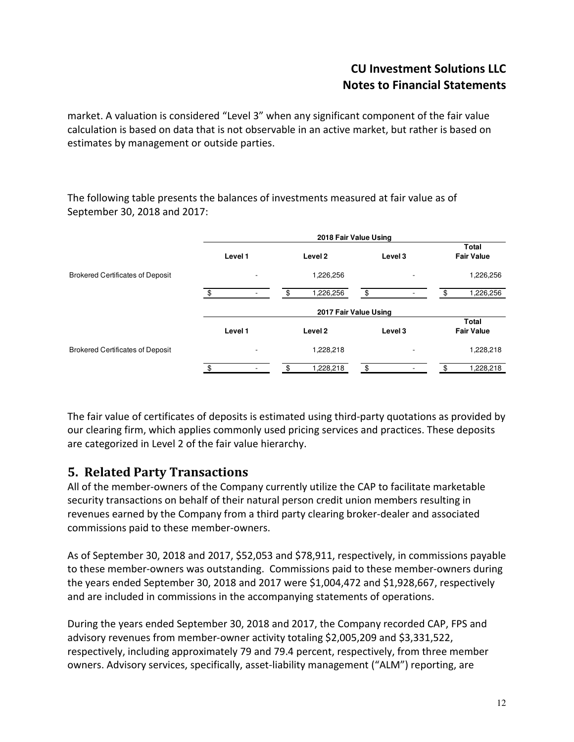market. A valuation is considered "Level 3" when any significant component of the fair value calculation is based on data that is not observable in an active market, but rather is based on estimates by management or outside parties.

The following table presents the balances of investments measured at fair value as of September 30, 2018 and 2017:

| | 2018 Fair Value Using | | | |
|---|---|---|---|---|
| | Level 1 | Level 2 | Level 3 | Total Fair Value |
| Brokered Certificates of Deposit | - | 1,226,256 | - | 1,226,256 |
| | $ - | $ 1,226,256 | $ - | $ 1,226,256 |

| | 2017 Fair Value Using | | | |
|---|---|---|---|---|
| | Level 1 | Level 2 | Level 3 | Total Fair Value |
| Brokered Certificates of Deposit | - | 1,228,218 | - | 1,228,218 |
| | $ - | $ 1,228,218 | $ - | $ 1,228,218 |

The fair value of certificates of deposits is estimated using third-party quotations as provided by our clearing firm, which applies commonly used pricing services and practices. These deposits are categorized in Level 2 of the fair value hierarchy.

## 5. Related Party Transactions

All of the member-owners of the Company currently utilize the CAP to facilitate marketable security transactions on behalf of their natural person credit union members resulting in revenues earned by the Company from a third party clearing broker-dealer and associated commissions paid to these member-owners.

As of September 30, 2018 and 2017, $52,053 and $78,911, respectively, in commissions payable to these member-owners was outstanding. Commissions paid to these member-owners during the years ended September 30, 2018 and 2017 were $1,004,472 and $1,928,667, respectively and are included in commissions in the accompanying statements of operations.

During the years ended September 30, 2018 and 2017, the Company recorded CAP, FPS and advisory revenues from member-owner activity totaling $2,005,209 and $3,331,522, respectively, including approximately 79 and 79.4 percent, respectively, from three member owners. Advisory services, specifically, asset-liability management ("ALM") reporting, are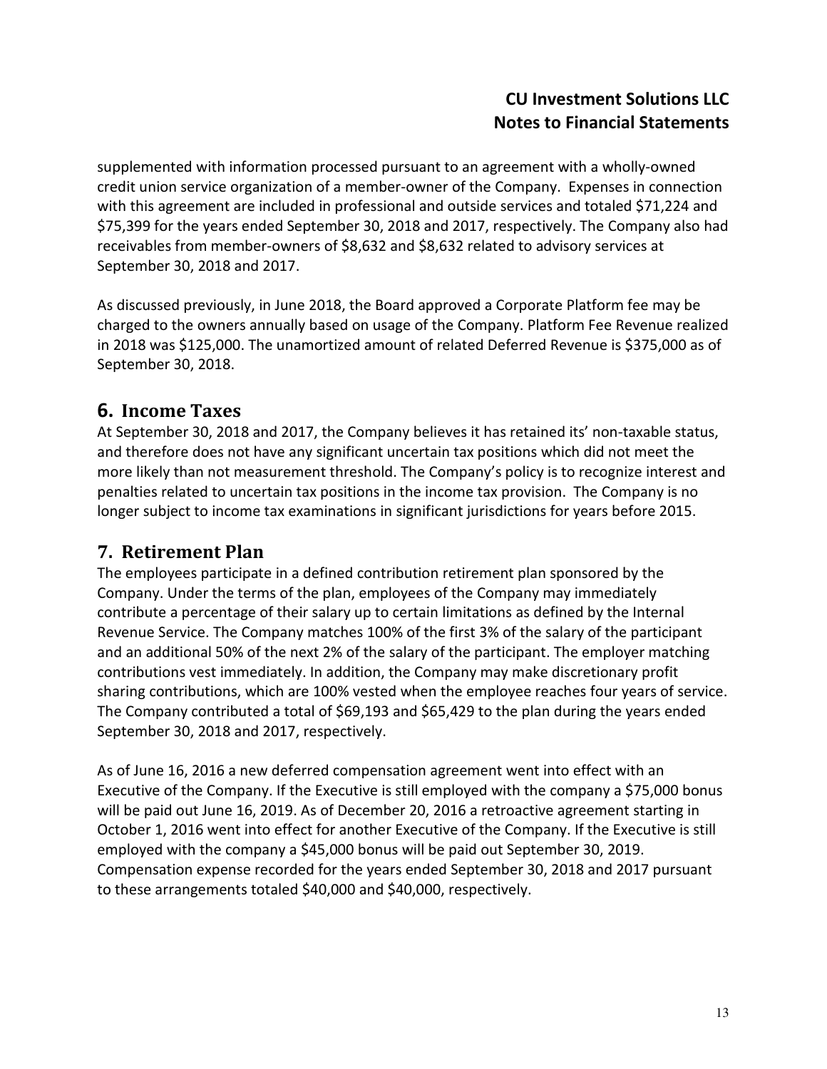supplemented with information processed pursuant to an agreement with a wholly-owned credit union service organization of a member-owner of the Company. Expenses in connection with this agreement are included in professional and outside services and totaled $71,224 and $75,399 for the years ended September 30, 2018 and 2017, respectively. The Company also had receivables from member-owners of $8,632 and $8,632 related to advisory services at September 30, 2018 and 2017.

As discussed previously, in June 2018, the Board approved a Corporate Platform fee may be charged to the owners annually based on usage of the Company. Platform Fee Revenue realized in 2018 was $125,000. The unamortized amount of related Deferred Revenue is $375,000 as of September 30, 2018.

## 6. Income Taxes

At September 30, 2018 and 2017, the Company believes it has retained its' non-taxable status, and therefore does not have any significant uncertain tax positions which did not meet the more likely than not measurement threshold. The Company's policy is to recognize interest and penalties related to uncertain tax positions in the income tax provision. The Company is no longer subject to income tax examinations in significant jurisdictions for years before 2015.

## 7. Retirement Plan

The employees participate in a defined contribution retirement plan sponsored by the Company. Under the terms of the plan, employees of the Company may immediately contribute a percentage of their salary up to certain limitations as defined by the Internal Revenue Service. The Company matches 100% of the first 3% of the salary of the participant and an additional 50% of the next 2% of the salary of the participant. The employer matching contributions vest immediately. In addition, the Company may make discretionary profit sharing contributions, which are 100% vested when the employee reaches four years of service. The Company contributed a total of $69,193 and $65,429 to the plan during the years ended September 30, 2018 and 2017, respectively.

As of June 16, 2016 a new deferred compensation agreement went into effect with an Executive of the Company. If the Executive is still employed with the company a $75,000 bonus will be paid out June 16, 2019. As of December 20, 2016 a retroactive agreement starting in October 1, 2016 went into effect for another Executive of the Company. If the Executive is still employed with the company a $45,000 bonus will be paid out September 30, 2019. Compensation expense recorded for the years ended September 30, 2018 and 2017 pursuant to these arrangements totaled $40,000 and $40,000, respectively.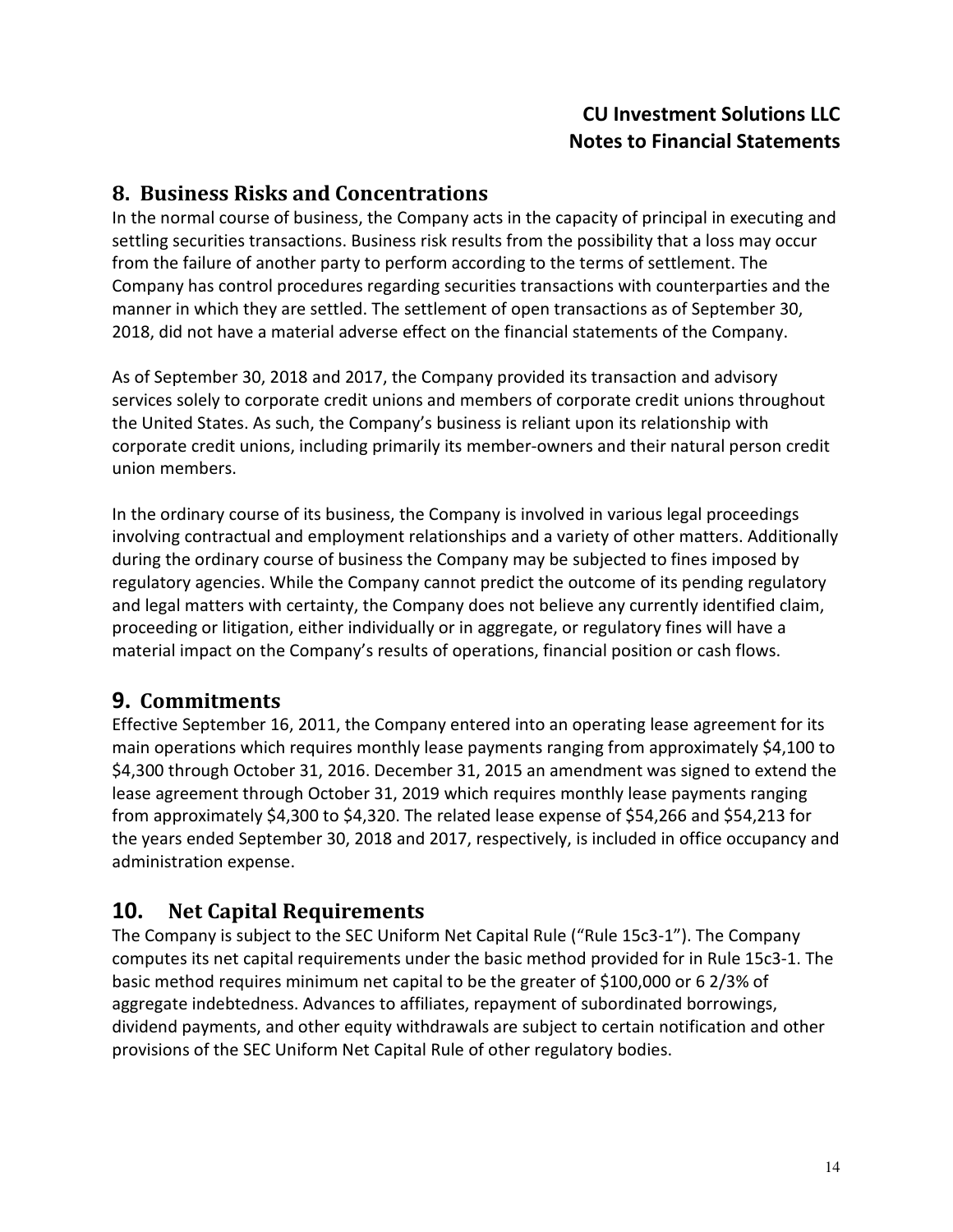## 8. Business Risks and Concentrations

In the normal course of business, the Company acts in the capacity of principal in executing and settling securities transactions. Business risk results from the possibility that a loss may occur from the failure of another party to perform according to the terms of settlement. The Company has control procedures regarding securities transactions with counterparties and the manner in which they are settled. The settlement of open transactions as of September 30, 2018, did not have a material adverse effect on the financial statements of the Company.

As of September 30, 2018 and 2017, the Company provided its transaction and advisory services solely to corporate credit unions and members of corporate credit unions throughout the United States. As such, the Company's business is reliant upon its relationship with corporate credit unions, including primarily its member-owners and their natural person credit union members.

In the ordinary course of its business, the Company is involved in various legal proceedings involving contractual and employment relationships and a variety of other matters. Additionally during the ordinary course of business the Company may be subjected to fines imposed by regulatory agencies. While the Company cannot predict the outcome of its pending regulatory and legal matters with certainty, the Company does not believe any currently identified claim, proceeding or litigation, either individually or in aggregate, or regulatory fines will have a material impact on the Company's results of operations, financial position or cash flows.

## 9. Commitments

Effective September 16, 2011, the Company entered into an operating lease agreement for its main operations which requires monthly lease payments ranging from approximately $4,100 to $4,300 through October 31, 2016. December 31, 2015 an amendment was signed to extend the lease agreement through October 31, 2019 which requires monthly lease payments ranging from approximately $4,300 to $4,320. The related lease expense of $54,266 and $54,213 for the years ended September 30, 2018 and 2017, respectively, is included in office occupancy and administration expense.

## 10. Net Capital Requirements

The Company is subject to the SEC Uniform Net Capital Rule ("Rule 15c3-1"). The Company computes its net capital requirements under the basic method provided for in Rule 15c3-1. The basic method requires minimum net capital to be the greater of $100,000 or 6 2/3% of aggregate indebtedness. Advances to affiliates, repayment of subordinated borrowings, dividend payments, and other equity withdrawals are subject to certain notification and other provisions of the SEC Uniform Net Capital Rule of other regulatory bodies.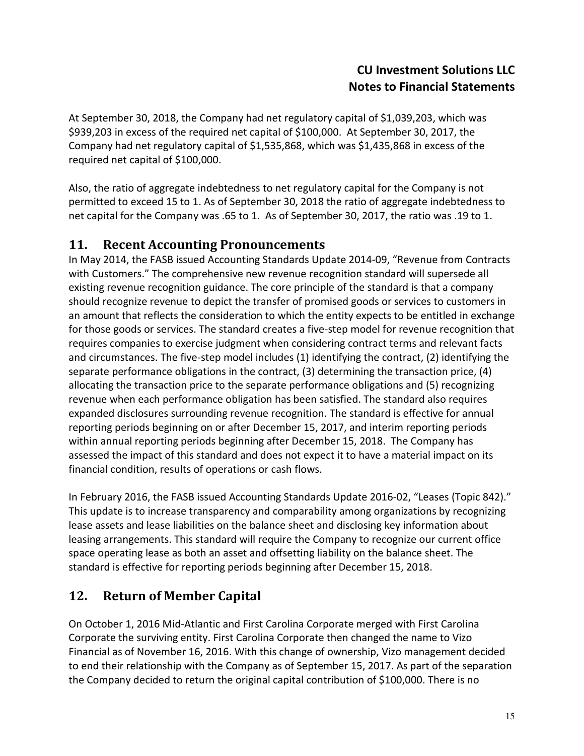At September 30, 2018, the Company had net regulatory capital of $1,039,203, which was $939,203 in excess of the required net capital of $100,000. At September 30, 2017, the Company had net regulatory capital of $1,535,868, which was $1,435,868 in excess of the required net capital of $100,000.

Also, the ratio of aggregate indebtedness to net regulatory capital for the Company is not permitted to exceed 15 to 1. As of September 30, 2018 the ratio of aggregate indebtedness to net capital for the Company was .65 to 1. As of September 30, 2017, the ratio was .19 to 1.

## 11. Recent Accounting Pronouncements

In May 2014, the FASB issued Accounting Standards Update 2014-09, "Revenue from Contracts with Customers." The comprehensive new revenue recognition standard will supersede all existing revenue recognition guidance. The core principle of the standard is that a company should recognize revenue to depict the transfer of promised goods or services to customers in an amount that reflects the consideration to which the entity expects to be entitled in exchange for those goods or services. The standard creates a five-step model for revenue recognition that requires companies to exercise judgment when considering contract terms and relevant facts and circumstances. The five-step model includes (1) identifying the contract, (2) identifying the separate performance obligations in the contract, (3) determining the transaction price, (4) allocating the transaction price to the separate performance obligations and (5) recognizing revenue when each performance obligation has been satisfied. The standard also requires expanded disclosures surrounding revenue recognition. The standard is effective for annual reporting periods beginning on or after December 15, 2017, and interim reporting periods within annual reporting periods beginning after December 15, 2018. The Company has assessed the impact of this standard and does not expect it to have a material impact on its financial condition, results of operations or cash flows.

In February 2016, the FASB issued Accounting Standards Update 2016-02, "Leases (Topic 842)." This update is to increase transparency and comparability among organizations by recognizing lease assets and lease liabilities on the balance sheet and disclosing key information about leasing arrangements. This standard will require the Company to recognize our current office space operating lease as both an asset and offsetting liability on the balance sheet. The standard is effective for reporting periods beginning after December 15, 2018.

## 12. Return of Member Capital

On October 1, 2016 Mid-Atlantic and First Carolina Corporate merged with First Carolina Corporate the surviving entity. First Carolina Corporate then changed the name to Vizo Financial as of November 16, 2016. With this change of ownership, Vizo management decided to end their relationship with the Company as of September 15, 2017. As part of the separation the Company decided to return the original capital contribution of $100,000. There is no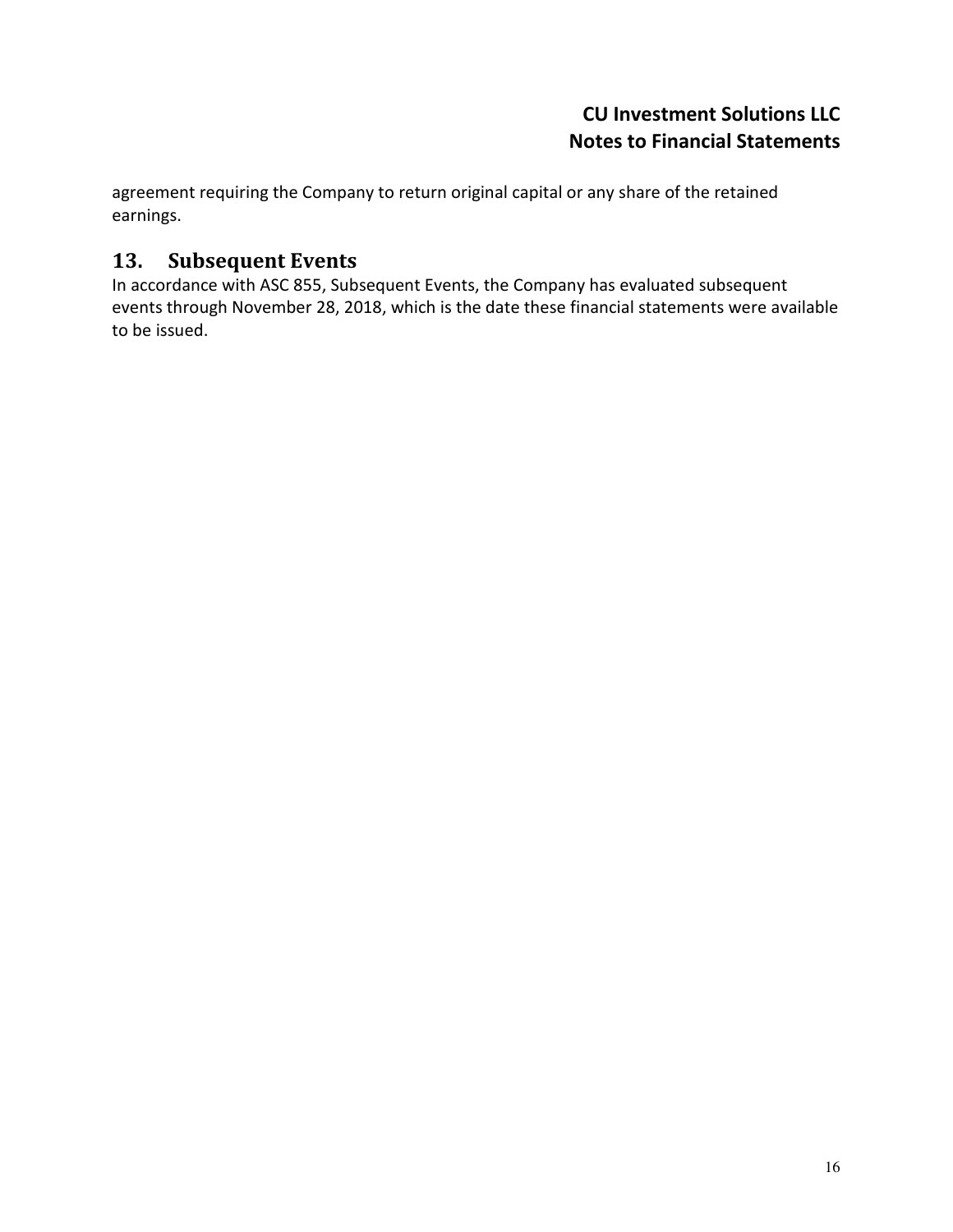agreement requiring the Company to return original capital or any share of the retained earnings.

## 13. Subsequent Events

In accordance with ASC 855, Subsequent Events, the Company has evaluated subsequent events through November 28, 2018, which is the date these financial statements were available to be issued.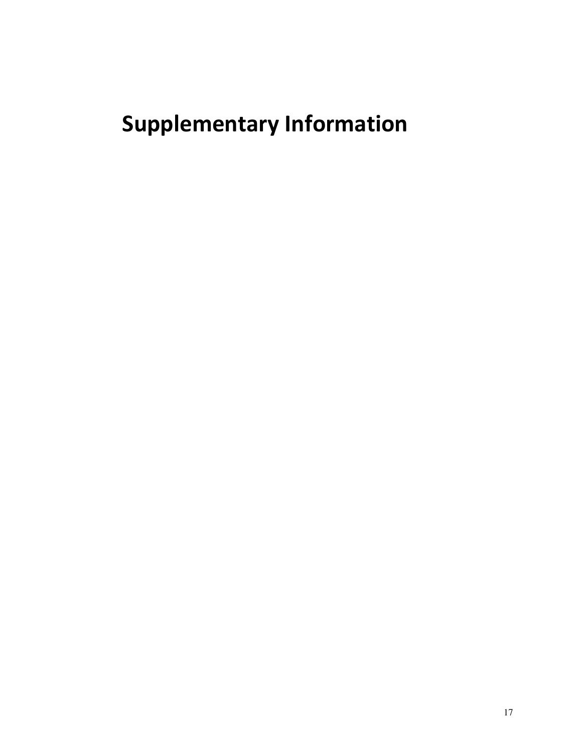# Supplementary Information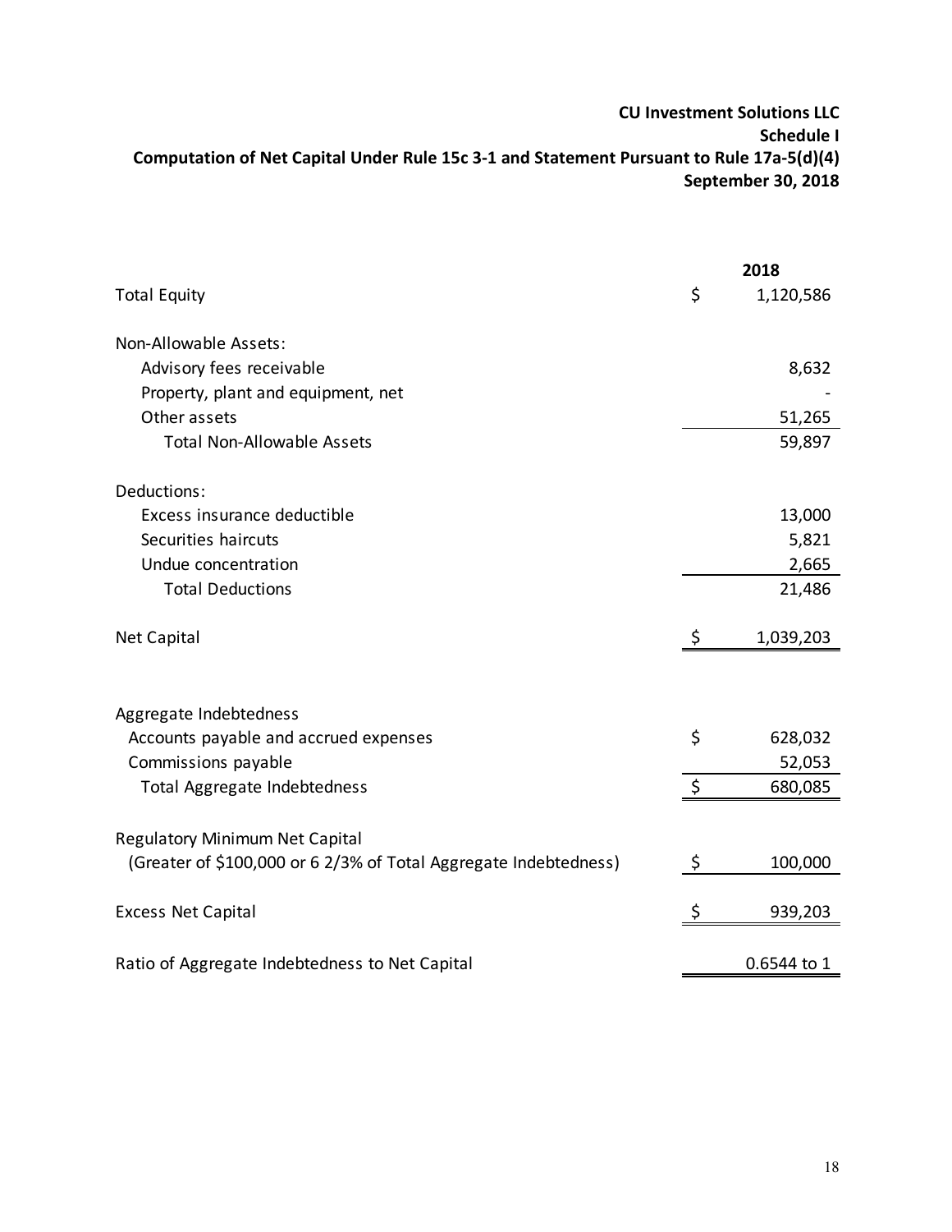**CU Investment Solutions LLC**
**Schedule I**
**Computation of Net Capital Under Rule 15c 3-1 and Statement Pursuant to Rule 17a-5(d)(4)**
**September 30, 2018**

| | | **2018** |
|---|---|---|
| Total Equity | $ | 1,120,586 |
| | | |
| Non-Allowable Assets: | | |
| Advisory fees receivable | | 8,632 |
| Property, plant and equipment, net | | - |
| Other assets | | 51,265 |
| Total Non-Allowable Assets | | 59,897 |
| | | |
| Deductions: | | |
| Excess insurance deductible | | 13,000 |
| Securities haircuts | | 5,821 |
| Undue concentration | | 2,665 |
| Total Deductions | | 21,486 |
| | | |
| Net Capital | $ | 1,039,203 |
| | | |
| Aggregate Indebtedness | | |
| Accounts payable and accrued expenses | $ | 628,032 |
| Commissions payable | | 52,053 |
| Total Aggregate Indebtedness | $ | 680,085 |
| | | |
| Regulatory Minimum Net Capital (Greater of $100,000 or 6 2/3% of Total Aggregate Indebtedness) | $ | 100,000 |
| | | |
| Excess Net Capital | $ | 939,203 |
| | | |
| Ratio of Aggregate Indebtedness to Net Capital | | 0.6544 to 1 |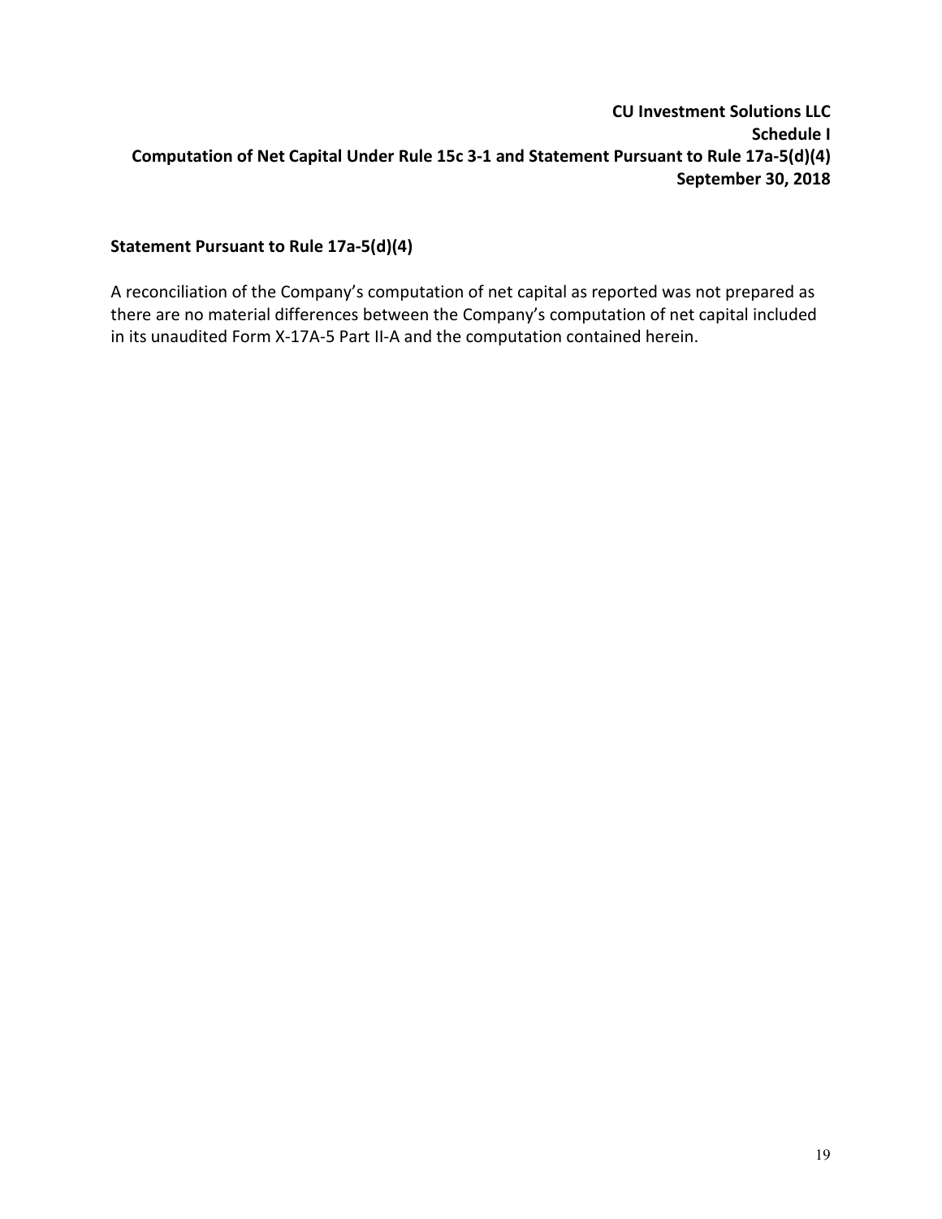**CU Investment Solutions LLC**
**Schedule I**
**Computation of Net Capital Under Rule 15c 3-1 and Statement Pursuant to Rule 17a-5(d)(4)**
**September 30, 2018**

## Statement Pursuant to Rule 17a-5(d)(4)

A reconciliation of the Company's computation of net capital as reported was not prepared as there are no material differences between the Company's computation of net capital included in its unaudited Form X-17A-5 Part II-A and the computation contained herein.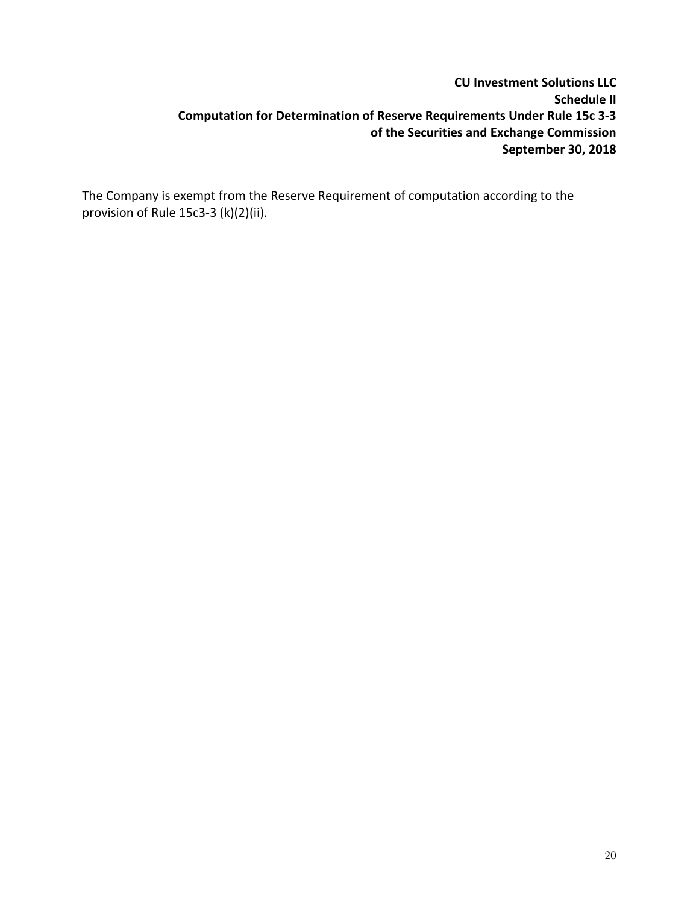**CU Investment Solutions LLC**
**Schedule II**
**Computation for Determination of Reserve Requirements Under Rule 15c 3-3**
**of the Securities and Exchange Commission**
**September 30, 2018**

The Company is exempt from the Reserve Requirement of computation according to the provision of Rule 15c3-3 (k)(2)(ii).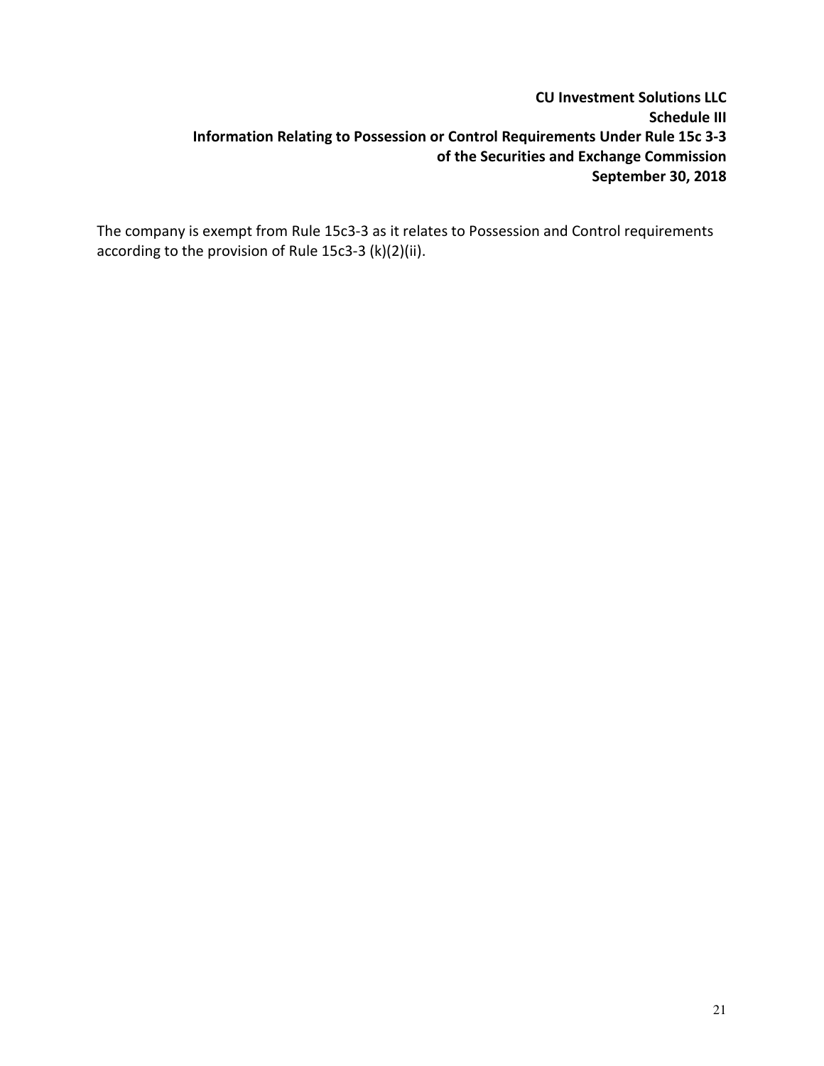**CU Investment Solutions LLC**
**Schedule III**
**Information Relating to Possession or Control Requirements Under Rule 15c 3-3**
**of the Securities and Exchange Commission**
**September 30, 2018**

The company is exempt from Rule 15c3-3 as it relates to Possession and Control requirements according to the provision of Rule 15c3-3 (k)(2)(ii).